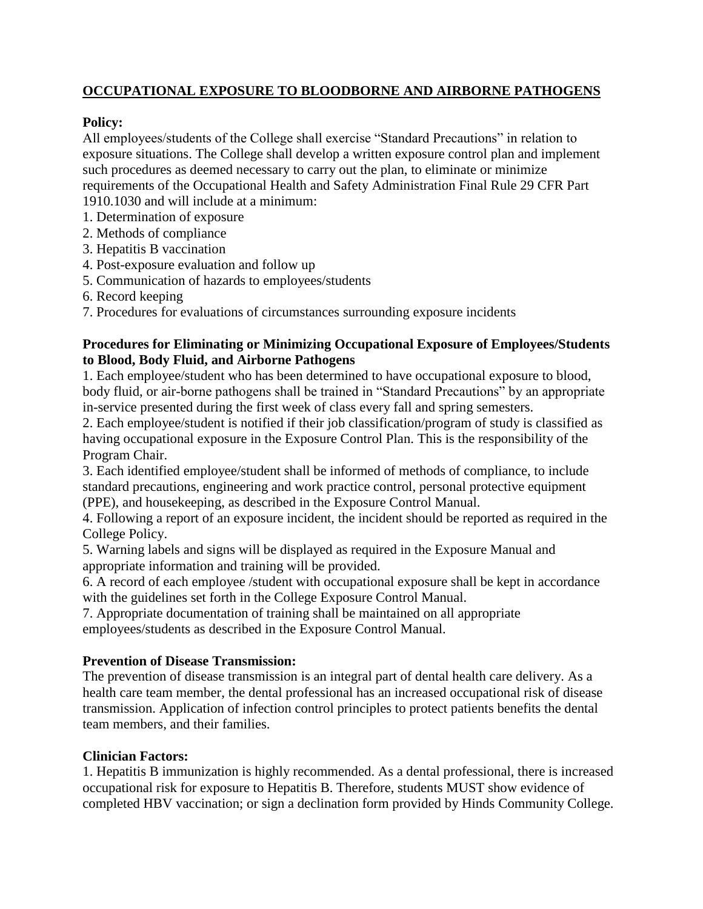# OCCUPATIONAL EXPOSURE TO BLOODBORNE AND AIRBORNE PATHOGENS

**Policy:**

All employees/students of the College shall exercise "Standard Precautions" in relation to exposure situations. The College shall develop a written exposure control plan and implement such procedures as deemed necessary to carry out the plan, to eliminate or minimize requirements of the Occupational Health and Safety Administration Final Rule 29 CFR Part 1910.1030 and will include at a minimum:

1. Determination of exposure
2. Methods of compliance
3. Hepatitis B vaccination
4. Post-exposure evaluation and follow up
5. Communication of hazards to employees/students
6. Record keeping
7. Procedures for evaluations of circumstances surrounding exposure incidents

**Procedures for Eliminating or Minimizing Occupational Exposure of Employees/Students to Blood, Body Fluid, and Airborne Pathogens**

1. Each employee/student who has been determined to have occupational exposure to blood, body fluid, or air-borne pathogens shall be trained in "Standard Precautions" by an appropriate in-service presented during the first week of class every fall and spring semesters.
2. Each employee/student is notified if their job classification/program of study is classified as having occupational exposure in the Exposure Control Plan. This is the responsibility of the Program Chair.
3. Each identified employee/student shall be informed of methods of compliance, to include standard precautions, engineering and work practice control, personal protective equipment (PPE), and housekeeping, as described in the Exposure Control Manual.
4. Following a report of an exposure incident, the incident should be reported as required in the College Policy.
5. Warning labels and signs will be displayed as required in the Exposure Manual and appropriate information and training will be provided.
6. A record of each employee /student with occupational exposure shall be kept in accordance with the guidelines set forth in the College Exposure Control Manual.
7. Appropriate documentation of training shall be maintained on all appropriate employees/students as described in the Exposure Control Manual.

**Prevention of Disease Transmission:**

The prevention of disease transmission is an integral part of dental health care delivery. As a health care team member, the dental professional has an increased occupational risk of disease transmission. Application of infection control principles to protect patients benefits the dental team members, and their families.

**Clinician Factors:**

1. Hepatitis B immunization is highly recommended. As a dental professional, there is increased occupational risk for exposure to Hepatitis B. Therefore, students MUST show evidence of completed HBV vaccination; or sign a declination form provided by Hinds Community College.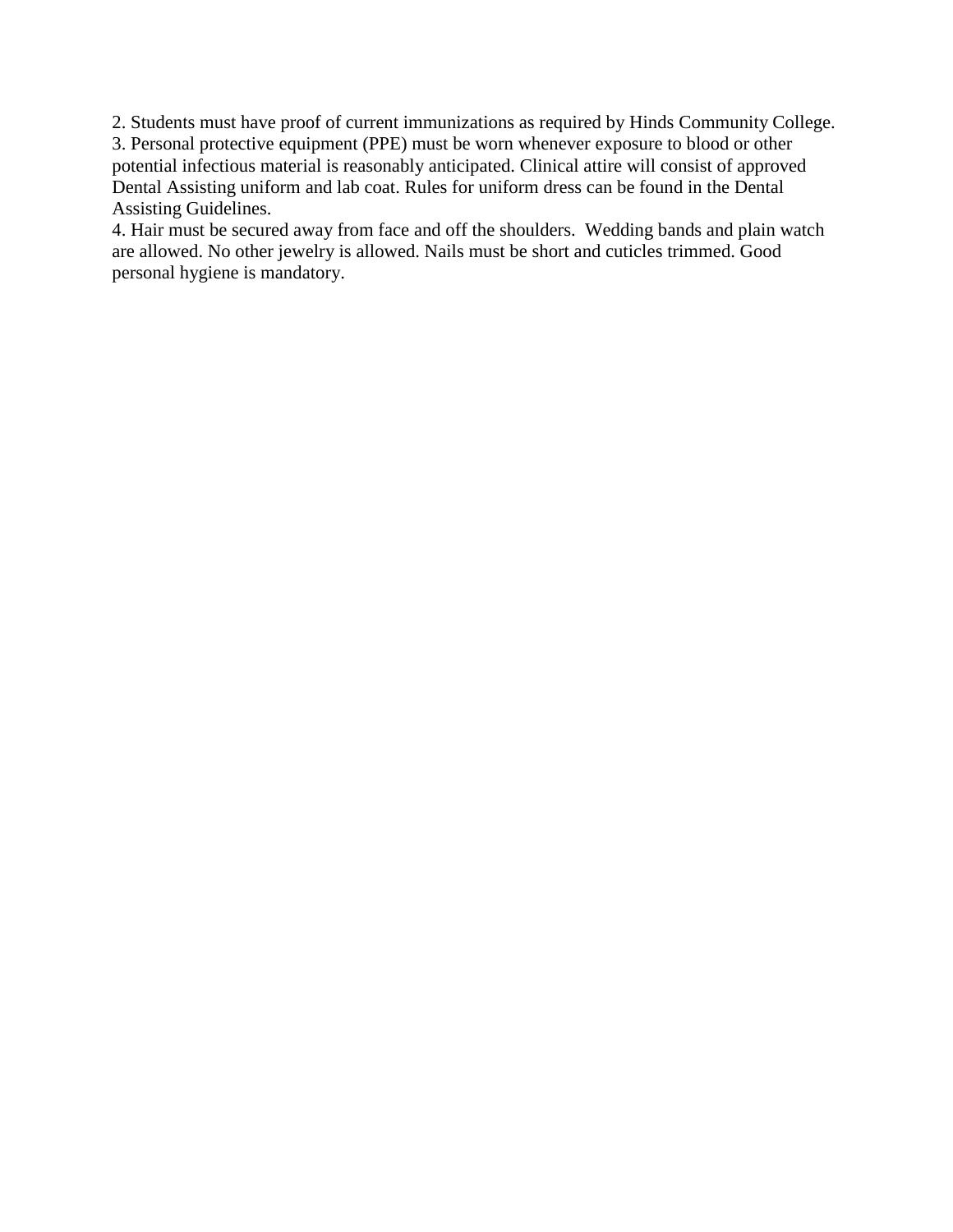2. Students must have proof of current immunizations as required by Hinds Community College.
3. Personal protective equipment (PPE) must be worn whenever exposure to blood or other potential infectious material is reasonably anticipated. Clinical attire will consist of approved Dental Assisting uniform and lab coat. Rules for uniform dress can be found in the Dental Assisting Guidelines.
4. Hair must be secured away from face and off the shoulders. Wedding bands and plain watch are allowed. No other jewelry is allowed. Nails must be short and cuticles trimmed. Good personal hygiene is mandatory.